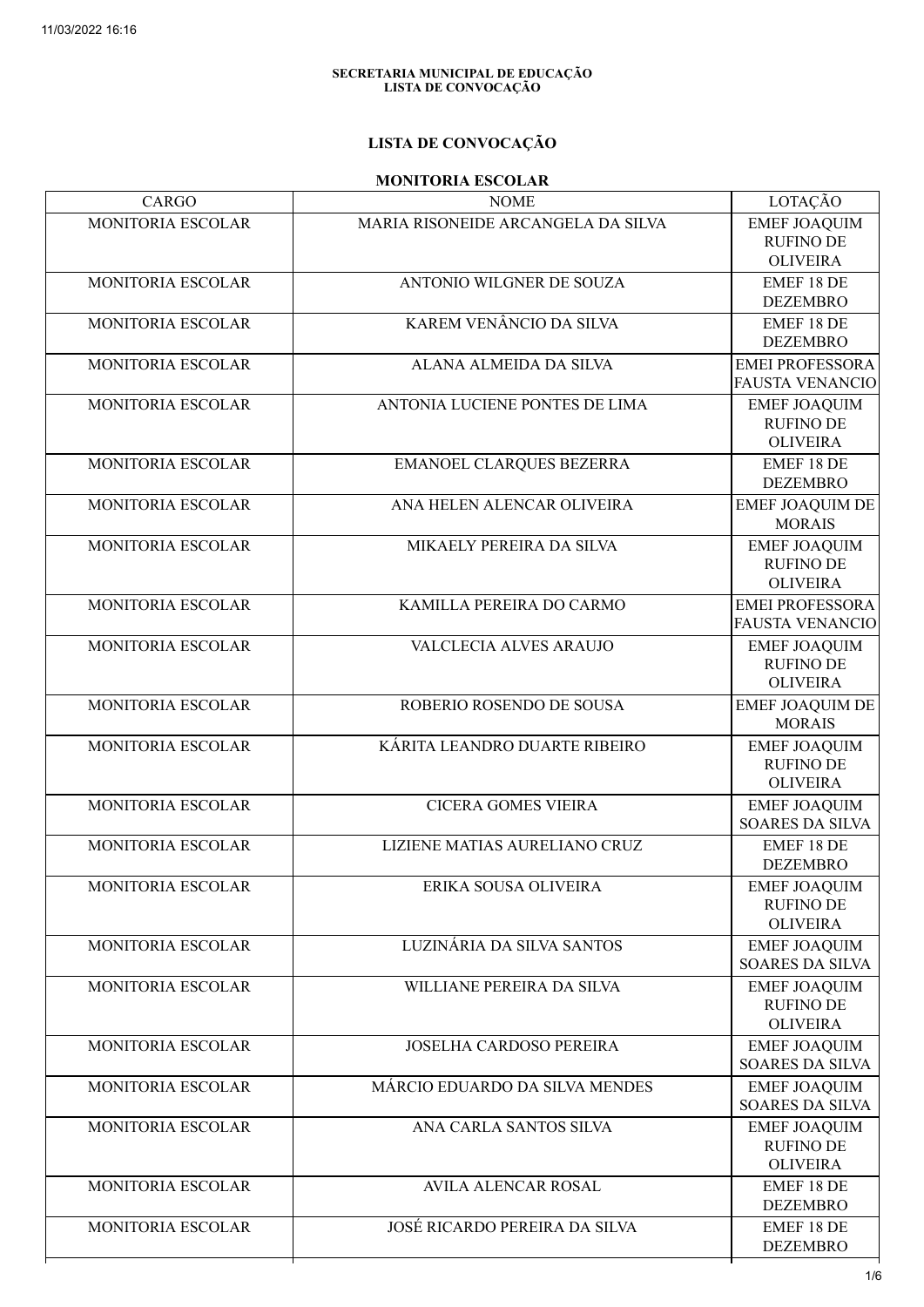**SECRETARIA MUNICIPAL DE EDUCAÇÃO**
**LISTA DE CONVOCAÇÃO**

## LISTA DE CONVOCAÇÃO

### MONITORIA ESCOLAR

| CARGO | NOME | LOTAÇÃO |
|---|---|---|
| MONITORIA ESCOLAR | MARIA RISONEIDE ARCANGELA DA SILVA | EMEF JOAQUIM RUFINO DE OLIVEIRA |
| MONITORIA ESCOLAR | ANTONIO WILGNER DE SOUZA | EMEF 18 DE DEZEMBRO |
| MONITORIA ESCOLAR | KAREM VENÂNCIO DA SILVA | EMEF 18 DE DEZEMBRO |
| MONITORIA ESCOLAR | ALANA ALMEIDA DA SILVA | EMEI PROFESSORA FAUSTA VENANCIO |
| MONITORIA ESCOLAR | ANTONIA LUCIENE PONTES DE LIMA | EMEF JOAQUIM RUFINO DE OLIVEIRA |
| MONITORIA ESCOLAR | EMANOEL CLARQUES BEZERRA | EMEF 18 DE DEZEMBRO |
| MONITORIA ESCOLAR | ANA HELEN ALENCAR OLIVEIRA | EMEF JOAQUIM DE MORAIS |
| MONITORIA ESCOLAR | MIKAELY PEREIRA DA SILVA | EMEF JOAQUIM RUFINO DE OLIVEIRA |
| MONITORIA ESCOLAR | KAMILLA PEREIRA DO CARMO | EMEI PROFESSORA FAUSTA VENANCIO |
| MONITORIA ESCOLAR | VALCLECIA ALVES ARAUJO | EMEF JOAQUIM RUFINO DE OLIVEIRA |
| MONITORIA ESCOLAR | ROBERIO ROSENDO DE SOUSA | EMEF JOAQUIM DE MORAIS |
| MONITORIA ESCOLAR | KÁRITA LEANDRO DUARTE RIBEIRO | EMEF JOAQUIM RUFINO DE OLIVEIRA |
| MONITORIA ESCOLAR | CICERA GOMES VIEIRA | EMEF JOAQUIM SOARES DA SILVA |
| MONITORIA ESCOLAR | LIZIENE MATIAS AURELIANO CRUZ | EMEF 18 DE DEZEMBRO |
| MONITORIA ESCOLAR | ERIKA SOUSA OLIVEIRA | EMEF JOAQUIM RUFINO DE OLIVEIRA |
| MONITORIA ESCOLAR | LUZINÁRIA DA SILVA SANTOS | EMEF JOAQUIM SOARES DA SILVA |
| MONITORIA ESCOLAR | WILLIANE PEREIRA DA SILVA | EMEF JOAQUIM RUFINO DE OLIVEIRA |
| MONITORIA ESCOLAR | JOSELHA CARDOSO PEREIRA | EMEF JOAQUIM SOARES DA SILVA |
| MONITORIA ESCOLAR | MÁRCIO EDUARDO DA SILVA MENDES | EMEF JOAQUIM SOARES DA SILVA |
| MONITORIA ESCOLAR | ANA CARLA SANTOS SILVA | EMEF JOAQUIM RUFINO DE OLIVEIRA |
| MONITORIA ESCOLAR | AVILA ALENCAR ROSAL | EMEF 18 DE DEZEMBRO |
| MONITORIA ESCOLAR | JOSÉ RICARDO PEREIRA DA SILVA | EMEF 18 DE DEZEMBRO |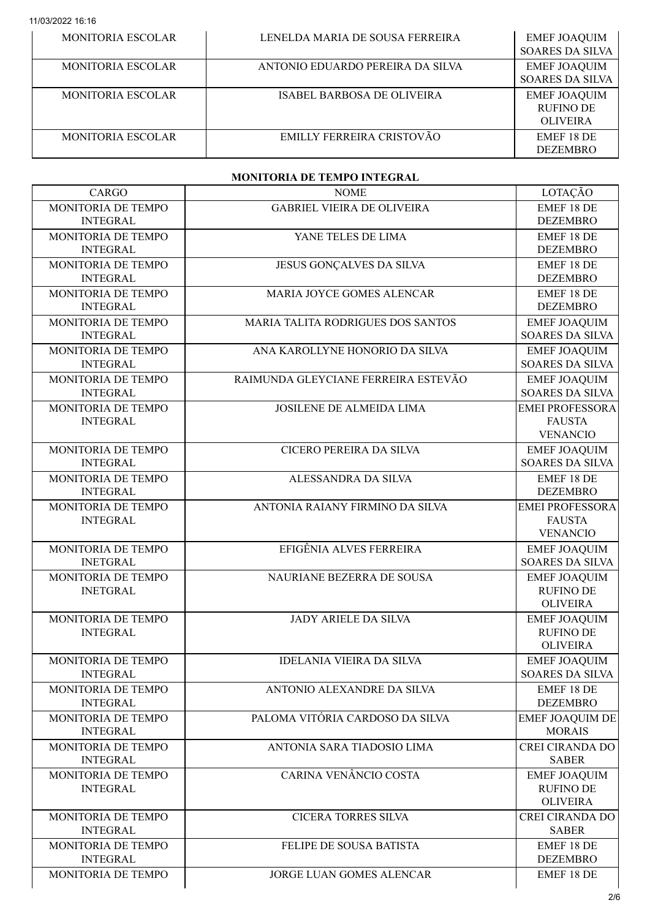| MONITORIA ESCOLAR | LENELDA MARIA DE SOUSA FERREIRA | EMEF JOAQUIM SOARES DA SILVA |
|---|---|---|
| MONITORIA ESCOLAR | ANTONIO EDUARDO PEREIRA DA SILVA | EMEF JOAQUIM SOARES DA SILVA |
| MONITORIA ESCOLAR | ISABEL BARBOSA DE OLIVEIRA | EMEF JOAQUIM RUFINO DE OLIVEIRA |
| MONITORIA ESCOLAR | EMILLY FERREIRA CRISTOVÃO | EMEF 18 DE DEZEMBRO |

**MONITORIA DE TEMPO INTEGRAL**

| CARGO | NOME | LOTAÇÃO |
|---|---|---|
| MONITORIA DE TEMPO INTEGRAL | GABRIEL VIEIRA DE OLIVEIRA | EMEF 18 DE DEZEMBRO |
| MONITORIA DE TEMPO INTEGRAL | YANE TELES DE LIMA | EMEF 18 DE DEZEMBRO |
| MONITORIA DE TEMPO INTEGRAL | JESUS GONÇALVES DA SILVA | EMEF 18 DE DEZEMBRO |
| MONITORIA DE TEMPO INTEGRAL | MARIA JOYCE GOMES ALENCAR | EMEF 18 DE DEZEMBRO |
| MONITORIA DE TEMPO INTEGRAL | MARIA TALITA RODRIGUES DOS SANTOS | EMEF JOAQUIM SOARES DA SILVA |
| MONITORIA DE TEMPO INTEGRAL | ANA KAROLLYNE HONORIO DA SILVA | EMEF JOAQUIM SOARES DA SILVA |
| MONITORIA DE TEMPO INTEGRAL | RAIMUNDA GLEYCIANE FERREIRA ESTEVÃO | EMEF JOAQUIM SOARES DA SILVA |
| MONITORIA DE TEMPO INTEGRAL | JOSILENE DE ALMEIDA LIMA | EMEI PROFESSORA FAUSTA VENANCIO |
| MONITORIA DE TEMPO INTEGRAL | CICERO PEREIRA DA SILVA | EMEF JOAQUIM SOARES DA SILVA |
| MONITORIA DE TEMPO INTEGRAL | ALESSANDRA DA SILVA | EMEF 18 DE DEZEMBRO |
| MONITORIA DE TEMPO INTEGRAL | ANTONIA RAIANY FIRMINO DA SILVA | EMEI PROFESSORA FAUSTA VENANCIO |
| MONITORIA DE TEMPO INETGRAL | EFIGÊNIA ALVES FERREIRA | EMEF JOAQUIM SOARES DA SILVA |
| MONITORIA DE TEMPO INETGRAL | NAURIANE BEZERRA DE SOUSA | EMEF JOAQUIM RUFINO DE OLIVEIRA |
| MONITORIA DE TEMPO INTEGRAL | JADY ARIELE DA SILVA | EMEF JOAQUIM RUFINO DE OLIVEIRA |
| MONITORIA DE TEMPO INTEGRAL | IDELANIA VIEIRA DA SILVA | EMEF JOAQUIM SOARES DA SILVA |
| MONITORIA DE TEMPO INTEGRAL | ANTONIO ALEXANDRE DA SILVA | EMEF 18 DE DEZEMBRO |
| MONITORIA DE TEMPO INTEGRAL | PALOMA VITÓRIA CARDOSO DA SILVA | EMEF JOAQUIM DE MORAIS |
| MONITORIA DE TEMPO INTEGRAL | ANTONIA SARA TIADOSIO LIMA | CREI CIRANDA DO SABER |
| MONITORIA DE TEMPO INTEGRAL | CARINA VENÂNCIO COSTA | EMEF JOAQUIM RUFINO DE OLIVEIRA |
| MONITORIA DE TEMPO INTEGRAL | CICERA TORRES SILVA | CREI CIRANDA DO SABER |
| MONITORIA DE TEMPO INTEGRAL | FELIPE DE SOUSA BATISTA | EMEF 18 DE DEZEMBRO |
| MONITORIA DE TEMPO | JORGE LUAN GOMES ALENCAR | EMEF 18 DE |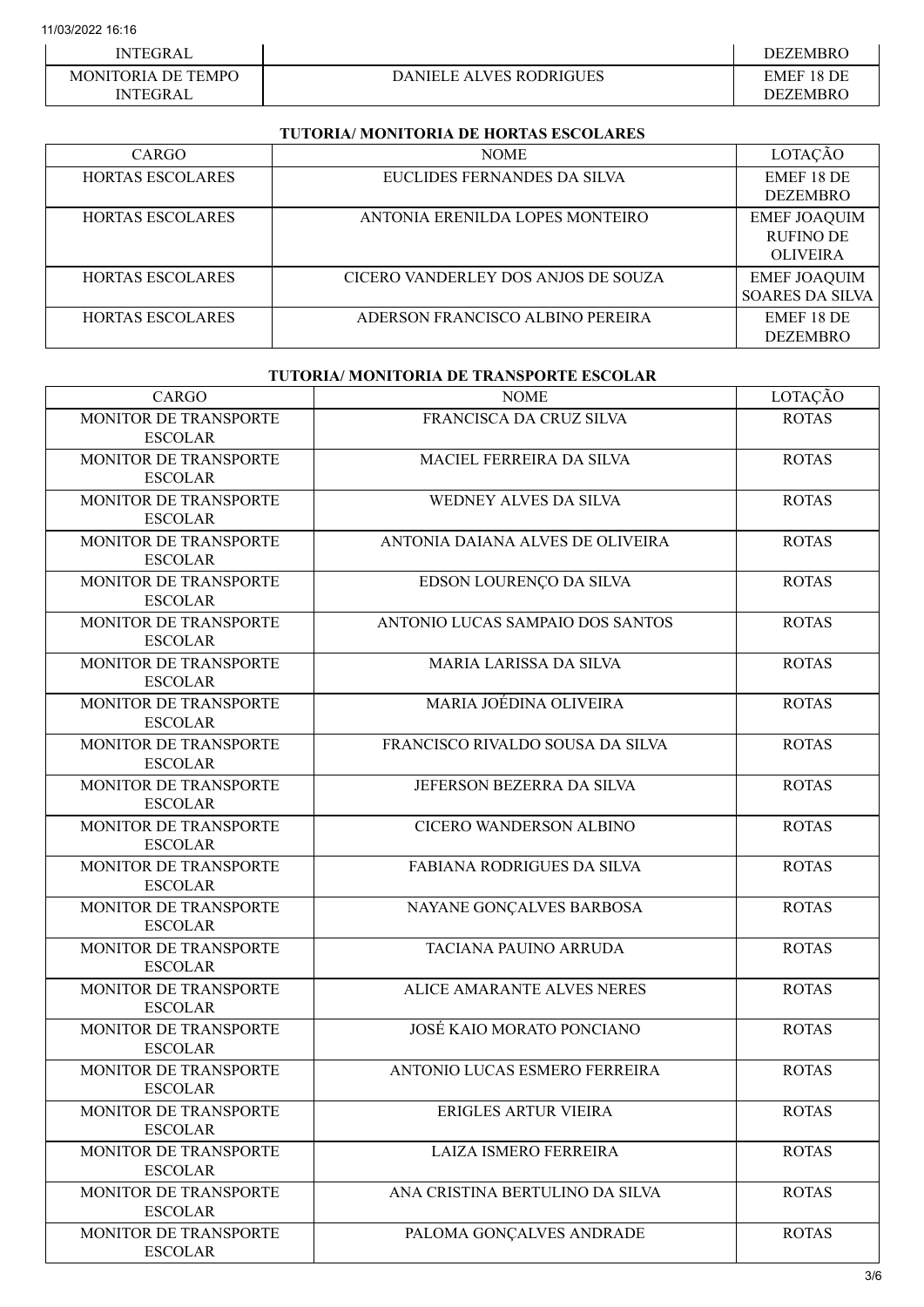| INTEGRAL | | DEZEMBRO |
|---|---|---|
| MONITORIA DE TEMPO INTEGRAL | DANIELE ALVES RODRIGUES | EMEF 18 DE DEZEMBRO |

**TUTORIA/ MONITORIA DE HORTAS ESCOLARES**

| CARGO | NOME | LOTAÇÃO |
|---|---|---|
| HORTAS ESCOLARES | EUCLIDES FERNANDES DA SILVA | EMEF 18 DE DEZEMBRO |
| HORTAS ESCOLARES | ANTONIA ERENILDA LOPES MONTEIRO | EMEF JOAQUIM RUFINO DE OLIVEIRA |
| HORTAS ESCOLARES | CICERO VANDERLEY DOS ANJOS DE SOUZA | EMEF JOAQUIM SOARES DA SILVA |
| HORTAS ESCOLARES | ADERSON FRANCISCO ALBINO PEREIRA | EMEF 18 DE DEZEMBRO |

**TUTORIA/ MONITORIA DE TRANSPORTE ESCOLAR**

| CARGO | NOME | LOTAÇÃO |
|---|---|---|
| MONITOR DE TRANSPORTE ESCOLAR | FRANCISCA DA CRUZ SILVA | ROTAS |
| MONITOR DE TRANSPORTE ESCOLAR | MACIEL FERREIRA DA SILVA | ROTAS |
| MONITOR DE TRANSPORTE ESCOLAR | WEDNEY ALVES DA SILVA | ROTAS |
| MONITOR DE TRANSPORTE ESCOLAR | ANTONIA DAIANA ALVES DE OLIVEIRA | ROTAS |
| MONITOR DE TRANSPORTE ESCOLAR | EDSON LOURENÇO DA SILVA | ROTAS |
| MONITOR DE TRANSPORTE ESCOLAR | ANTONIO LUCAS SAMPAIO DOS SANTOS | ROTAS |
| MONITOR DE TRANSPORTE ESCOLAR | MARIA LARISSA DA SILVA | ROTAS |
| MONITOR DE TRANSPORTE ESCOLAR | MARIA JOÉDINA OLIVEIRA | ROTAS |
| MONITOR DE TRANSPORTE ESCOLAR | FRANCISCO RIVALDO SOUSA DA SILVA | ROTAS |
| MONITOR DE TRANSPORTE ESCOLAR | JEFERSON BEZERRA DA SILVA | ROTAS |
| MONITOR DE TRANSPORTE ESCOLAR | CICERO WANDERSON ALBINO | ROTAS |
| MONITOR DE TRANSPORTE ESCOLAR | FABIANA RODRIGUES DA SILVA | ROTAS |
| MONITOR DE TRANSPORTE ESCOLAR | NAYANE GONÇALVES BARBOSA | ROTAS |
| MONITOR DE TRANSPORTE ESCOLAR | TACIANA PAUINO ARRUDA | ROTAS |
| MONITOR DE TRANSPORTE ESCOLAR | ALICE AMARANTE ALVES NERES | ROTAS |
| MONITOR DE TRANSPORTE ESCOLAR | JOSÉ KAIO MORATO PONCIANO | ROTAS |
| MONITOR DE TRANSPORTE ESCOLAR | ANTONIO LUCAS ESMERO FERREIRA | ROTAS |
| MONITOR DE TRANSPORTE ESCOLAR | ERIGLES ARTUR VIEIRA | ROTAS |
| MONITOR DE TRANSPORTE ESCOLAR | LAIZA ISMERO FERREIRA | ROTAS |
| MONITOR DE TRANSPORTE ESCOLAR | ANA CRISTINA BERTULINO DA SILVA | ROTAS |
| MONITOR DE TRANSPORTE ESCOLAR | PALOMA GONÇALVES ANDRADE | ROTAS |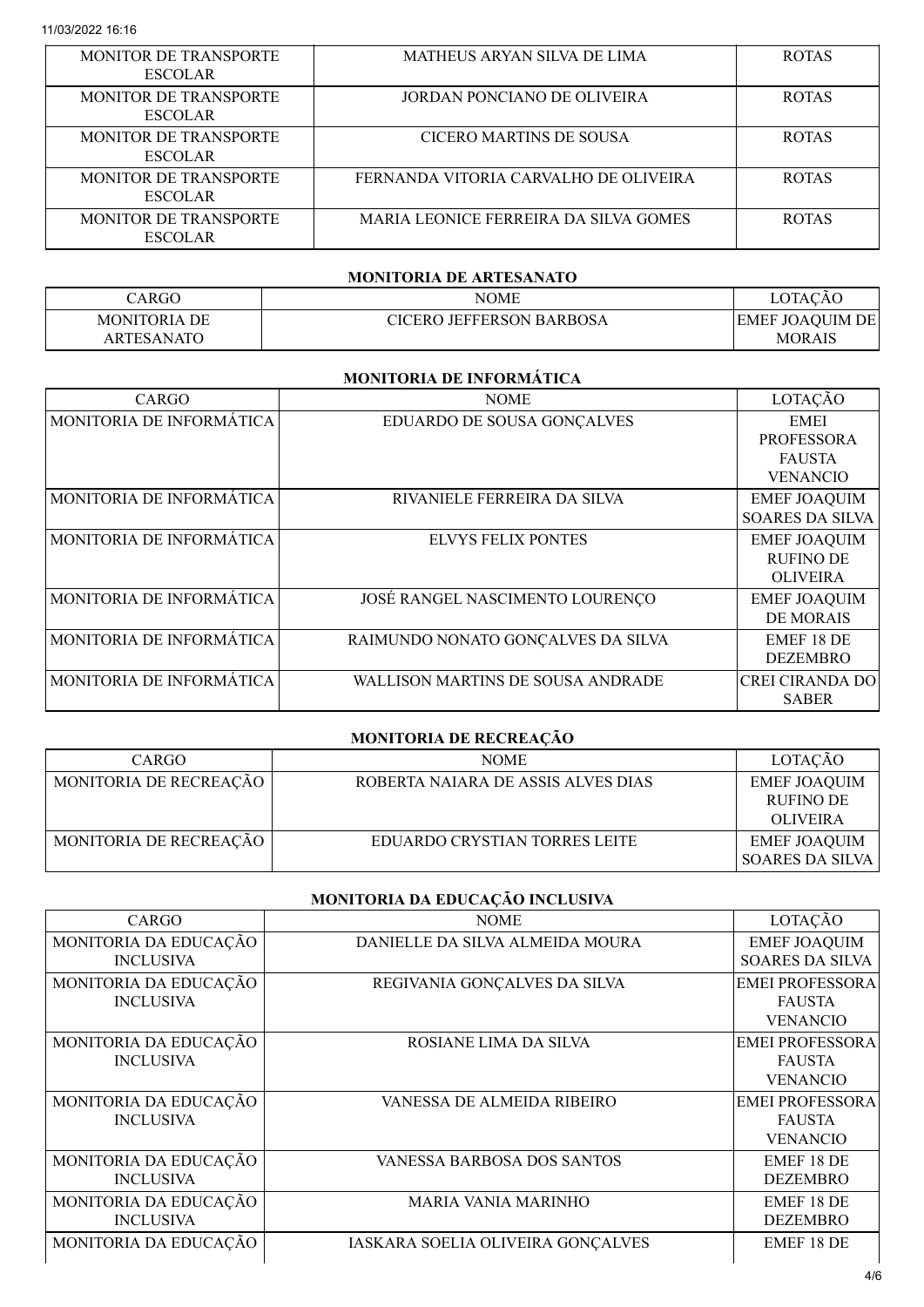| MONITOR DE TRANSPORTE ESCOLAR | MATHEUS ARYAN SILVA DE LIMA | ROTAS |
|---|---|---|
| MONITOR DE TRANSPORTE ESCOLAR | JORDAN PONCIANO DE OLIVEIRA | ROTAS |
| MONITOR DE TRANSPORTE ESCOLAR | CICERO MARTINS DE SOUSA | ROTAS |
| MONITOR DE TRANSPORTE ESCOLAR | FERNANDA VITORIA CARVALHO DE OLIVEIRA | ROTAS |
| MONITOR DE TRANSPORTE ESCOLAR | MARIA LEONICE FERREIRA DA SILVA GOMES | ROTAS |

**MONITORIA DE ARTESANATO**

| CARGO | NOME | LOTAÇÃO |
|---|---|---|
| MONITORIA DE ARTESANATO | CICERO JEFFERSON BARBOSA | EMEF JOAQUIM DE MORAIS |

**MONITORIA DE INFORMÁTICA**

| CARGO | NOME | LOTAÇÃO |
|---|---|---|
| MONITORIA DE INFORMÁTICA | EDUARDO DE SOUSA GONÇALVES | EMEI PROFESSORA FAUSTA VENANCIO |
| MONITORIA DE INFORMÁTICA | RIVANIELE FERREIRA DA SILVA | EMEF JOAQUIM SOARES DA SILVA |
| MONITORIA DE INFORMÁTICA | ELVYS FELIX PONTES | EMEF JOAQUIM RUFINO DE OLIVEIRA |
| MONITORIA DE INFORMÁTICA | JOSÉ RANGEL NASCIMENTO LOURENÇO | EMEF JOAQUIM DE MORAIS |
| MONITORIA DE INFORMÁTICA | RAIMUNDO NONATO GONÇALVES DA SILVA | EMEF 18 DE DEZEMBRO |
| MONITORIA DE INFORMÁTICA | WALLISON MARTINS DE SOUSA ANDRADE | CREI CIRANDA DO SABER |

**MONITORIA DE RECREAÇÃO**

| CARGO | NOME | LOTAÇÃO |
|---|---|---|
| MONITORIA DE RECREAÇÃO | ROBERTA NAIARA DE ASSIS ALVES DIAS | EMEF JOAQUIM RUFINO DE OLIVEIRA |
| MONITORIA DE RECREAÇÃO | EDUARDO CRYSTIAN TORRES LEITE | EMEF JOAQUIM SOARES DA SILVA |

**MONITORIA DA EDUCAÇÃO INCLUSIVA**

| CARGO | NOME | LOTAÇÃO |
|---|---|---|
| MONITORIA DA EDUCAÇÃO INCLUSIVA | DANIELLE DA SILVA ALMEIDA MOURA | EMEF JOAQUIM SOARES DA SILVA |
| MONITORIA DA EDUCAÇÃO INCLUSIVA | REGIVANIA GONÇALVES DA SILVA | EMEI PROFESSORA FAUSTA VENANCIO |
| MONITORIA DA EDUCAÇÃO INCLUSIVA | ROSIANE LIMA DA SILVA | EMEI PROFESSORA FAUSTA VENANCIO |
| MONITORIA DA EDUCAÇÃO INCLUSIVA | VANESSA DE ALMEIDA RIBEIRO | EMEI PROFESSORA FAUSTA VENANCIO |
| MONITORIA DA EDUCAÇÃO INCLUSIVA | VANESSA BARBOSA DOS SANTOS | EMEF 18 DE DEZEMBRO |
| MONITORIA DA EDUCAÇÃO INCLUSIVA | MARIA VANIA MARINHO | EMEF 18 DE DEZEMBRO |
| MONITORIA DA EDUCAÇÃO | IASKARA SOELIA OLIVEIRA GONÇALVES | EMEF 18 DE |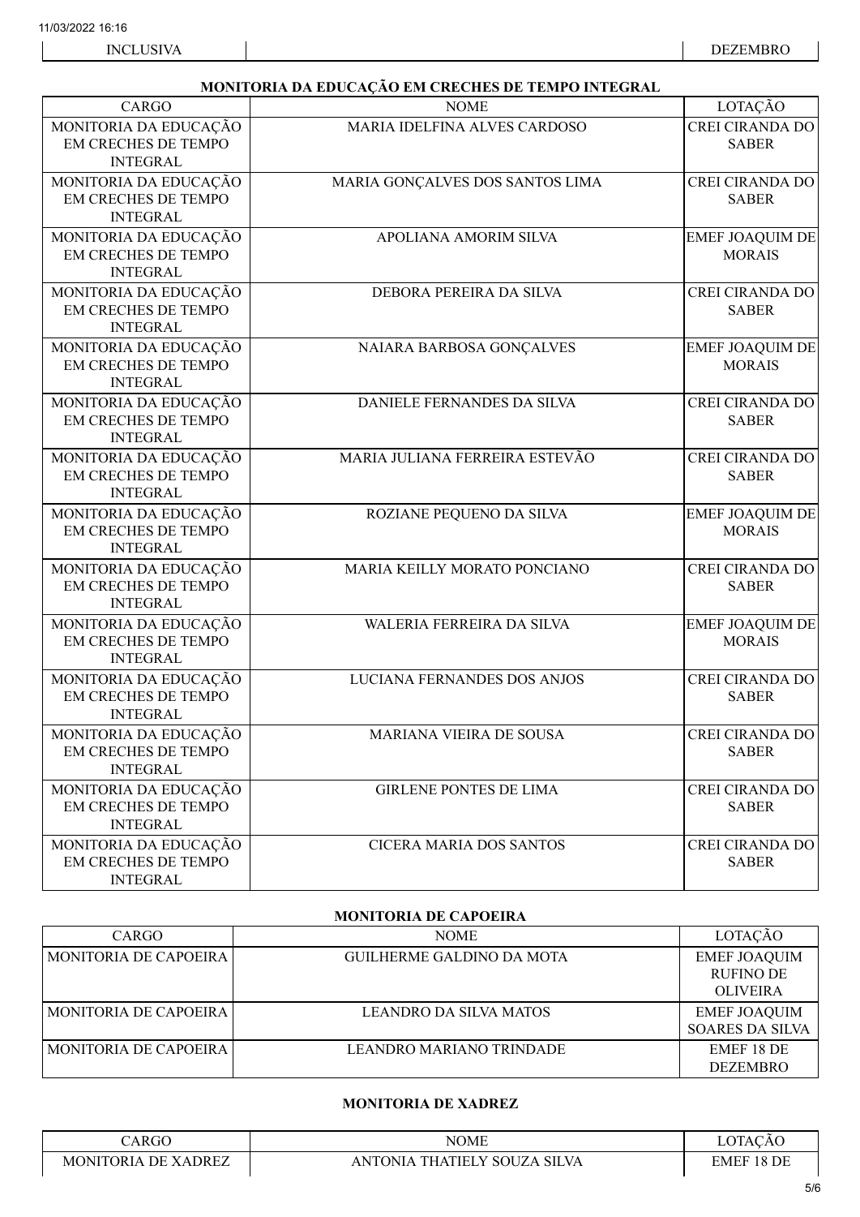| INCLUSIVA | | DEZEMBRO |
|---|---|---|

**MONITORIA DA EDUCAÇÃO EM CRECHES DE TEMPO INTEGRAL**

| CARGO | NOME | LOTAÇÃO |
|---|---|---|
| MONITORIA DA EDUCAÇÃO EM CRECHES DE TEMPO INTEGRAL | MARIA IDELFINA ALVES CARDOSO | CREI CIRANDA DO SABER |
| MONITORIA DA EDUCAÇÃO EM CRECHES DE TEMPO INTEGRAL | MARIA GONÇALVES DOS SANTOS LIMA | CREI CIRANDA DO SABER |
| MONITORIA DA EDUCAÇÃO EM CRECHES DE TEMPO INTEGRAL | APOLIANA AMORIM SILVA | EMEF JOAQUIM DE MORAIS |
| MONITORIA DA EDUCAÇÃO EM CRECHES DE TEMPO INTEGRAL | DEBORA PEREIRA DA SILVA | CREI CIRANDA DO SABER |
| MONITORIA DA EDUCAÇÃO EM CRECHES DE TEMPO INTEGRAL | NAIARA BARBOSA GONÇALVES | EMEF JOAQUIM DE MORAIS |
| MONITORIA DA EDUCAÇÃO EM CRECHES DE TEMPO INTEGRAL | DANIELE FERNANDES DA SILVA | CREI CIRANDA DO SABER |
| MONITORIA DA EDUCAÇÃO EM CRECHES DE TEMPO INTEGRAL | MARIA JULIANA FERREIRA ESTEVÃO | CREI CIRANDA DO SABER |
| MONITORIA DA EDUCAÇÃO EM CRECHES DE TEMPO INTEGRAL | ROZIANE PEQUENO DA SILVA | EMEF JOAQUIM DE MORAIS |
| MONITORIA DA EDUCAÇÃO EM CRECHES DE TEMPO INTEGRAL | MARIA KEILLY MORATO PONCIANO | CREI CIRANDA DO SABER |
| MONITORIA DA EDUCAÇÃO EM CRECHES DE TEMPO INTEGRAL | WALERIA FERREIRA DA SILVA | EMEF JOAQUIM DE MORAIS |
| MONITORIA DA EDUCAÇÃO EM CRECHES DE TEMPO INTEGRAL | LUCIANA FERNANDES DOS ANJOS | CREI CIRANDA DO SABER |
| MONITORIA DA EDUCAÇÃO EM CRECHES DE TEMPO INTEGRAL | MARIANA VIEIRA DE SOUSA | CREI CIRANDA DO SABER |
| MONITORIA DA EDUCAÇÃO EM CRECHES DE TEMPO INTEGRAL | GIRLENE PONTES DE LIMA | CREI CIRANDA DO SABER |
| MONITORIA DA EDUCAÇÃO EM CRECHES DE TEMPO INTEGRAL | CICERA MARIA DOS SANTOS | CREI CIRANDA DO SABER |

**MONITORIA DE CAPOEIRA**

| CARGO | NOME | LOTAÇÃO |
|---|---|---|
| MONITORIA DE CAPOEIRA | GUILHERME GALDINO DA MOTA | EMEF JOAQUIM RUFINO DE OLIVEIRA |
| MONITORIA DE CAPOEIRA | LEANDRO DA SILVA MATOS | EMEF JOAQUIM SOARES DA SILVA |
| MONITORIA DE CAPOEIRA | LEANDRO MARIANO TRINDADE | EMEF 18 DE DEZEMBRO |

**MONITORIA DE XADREZ**

| CARGO | NOME | LOTAÇÃO |
|---|---|---|
| MONITORIA DE XADREZ | ANTONIA THATIELY SOUZA SILVA | EMEF 18 DE |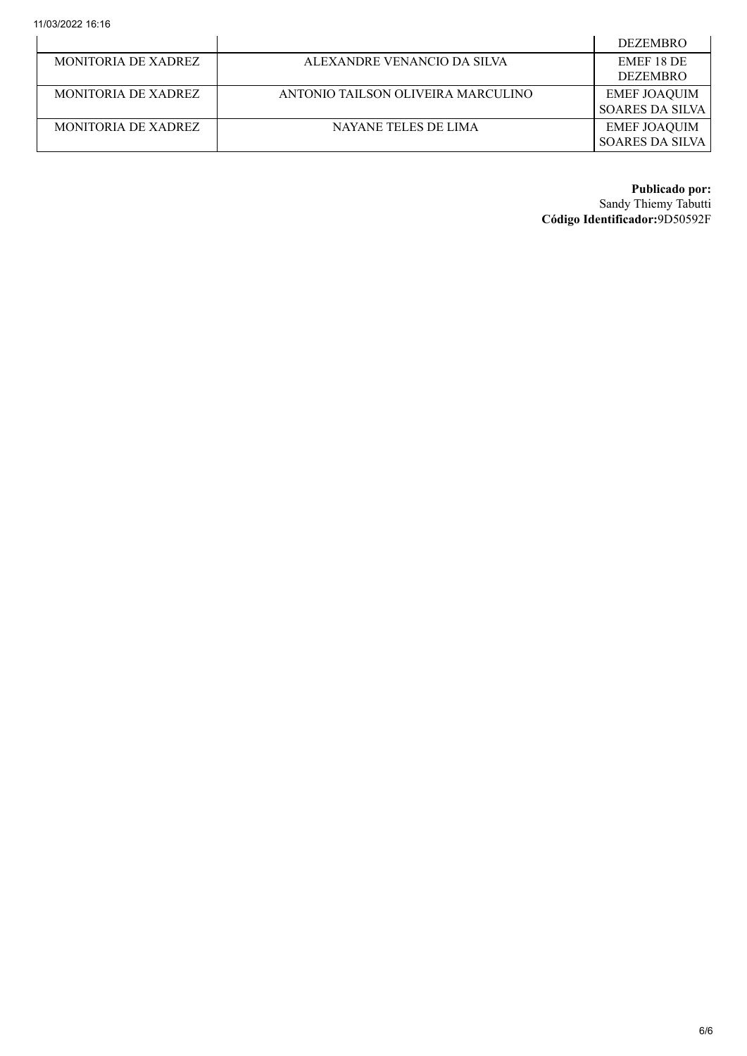| | | |
|---|---|---|
| | | DEZEMBRO |
| MONITORIA DE XADREZ | ALEXANDRE VENANCIO DA SILVA | EMEF 18 DE DEZEMBRO |
| MONITORIA DE XADREZ | ANTONIO TAILSON OLIVEIRA MARCULINO | EMEF JOAQUIM SOARES DA SILVA |
| MONITORIA DE XADREZ | NAYANE TELES DE LIMA | EMEF JOAQUIM SOARES DA SILVA |

**Publicado por:**
Sandy Thiemy Tabutti
**Código Identificador:**9D50592F